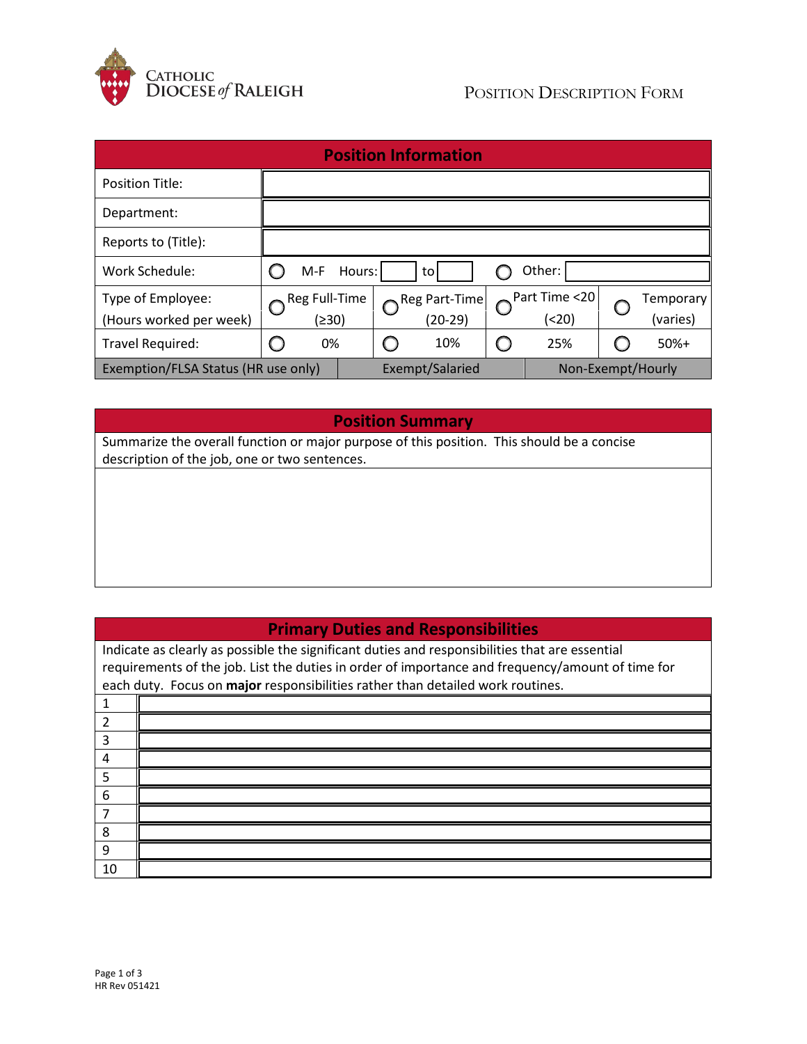Catholic Diocese of Raleigh

# Position Description Form

| Position Information | | | | |
|---|---|---|---|---|
| Position Title: | | | | |
| Department: | | | | |
| Reports to (Title): | | | | |
| Work Schedule: | ◯ M-F Hours: ____ to ____ | | ◯ Other: ____ | |
| Type of Employee: (Hours worked per week) | ◯ Reg Full-Time (≥30) | ◯ Reg Part-Time (20-29) | ◯ Part Time <20 (<20) | ◯ Temporary (varies) |
| Travel Required: | ◯ 0% | ◯ 10% | ◯ 25% | ◯ 50%+ |
| Exemption/FLSA Status (HR use only) | Exempt/Salaried | | Non-Exempt/Hourly | |

## Position Summary

Summarize the overall function or major purpose of this position. This should be a concise description of the job, one or two sentences.

## Primary Duties and Responsibilities

Indicate as clearly as possible the significant duties and responsibilities that are essential requirements of the job. List the duties in order of importance and frequency/amount of time for each duty. Focus on **major** responsibilities rather than detailed work routines.

| # | |
|---|---|
| 1 | |
| 2 | |
| 3 | |
| 4 | |
| 5 | |
| 6 | |
| 7 | |
| 8 | |
| 9 | |
| 10 | |

HR Rev 051421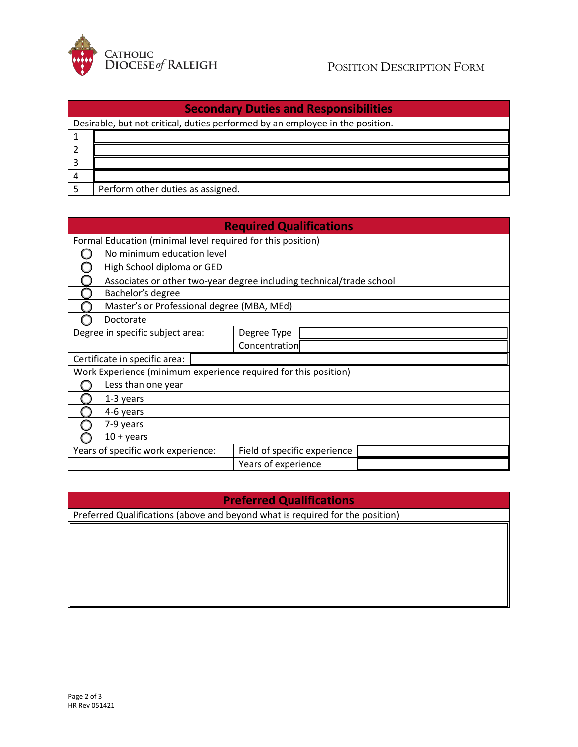## Secondary Duties and Responsibilities

Desirable, but not critical, duties performed by an employee in the position.

| | |
|---|---|
| 1 | |
| 2 | |
| 3 | |
| 4 | |
| 5 | Perform other duties as assigned. |

## Required Qualifications

Formal Education (minimal level required for this position)

- ◯ No minimum education level
- ◯ High School diploma or GED
- ◯ Associates or other two-year degree including technical/trade school
- ◯ Bachelor's degree
- ◯ Master's or Professional degree (MBA, MEd)
- ◯ Doctorate

| Degree in specific subject area: | Degree Type | |
|---|---|---|
| | Concentration | |

Certificate in specific area:

Work Experience (minimum experience required for this position)

- ◯ Less than one year
- ◯ 1-3 years
- ◯ 4-6 years
- ◯ 7-9 years
- ◯ 10 + years

| Years of specific work experience: | Field of specific experience | |
|---|---|---|
| | Years of experience | |

## Preferred Qualifications

Preferred Qualifications (above and beyond what is required for the position)

HR Rev 051421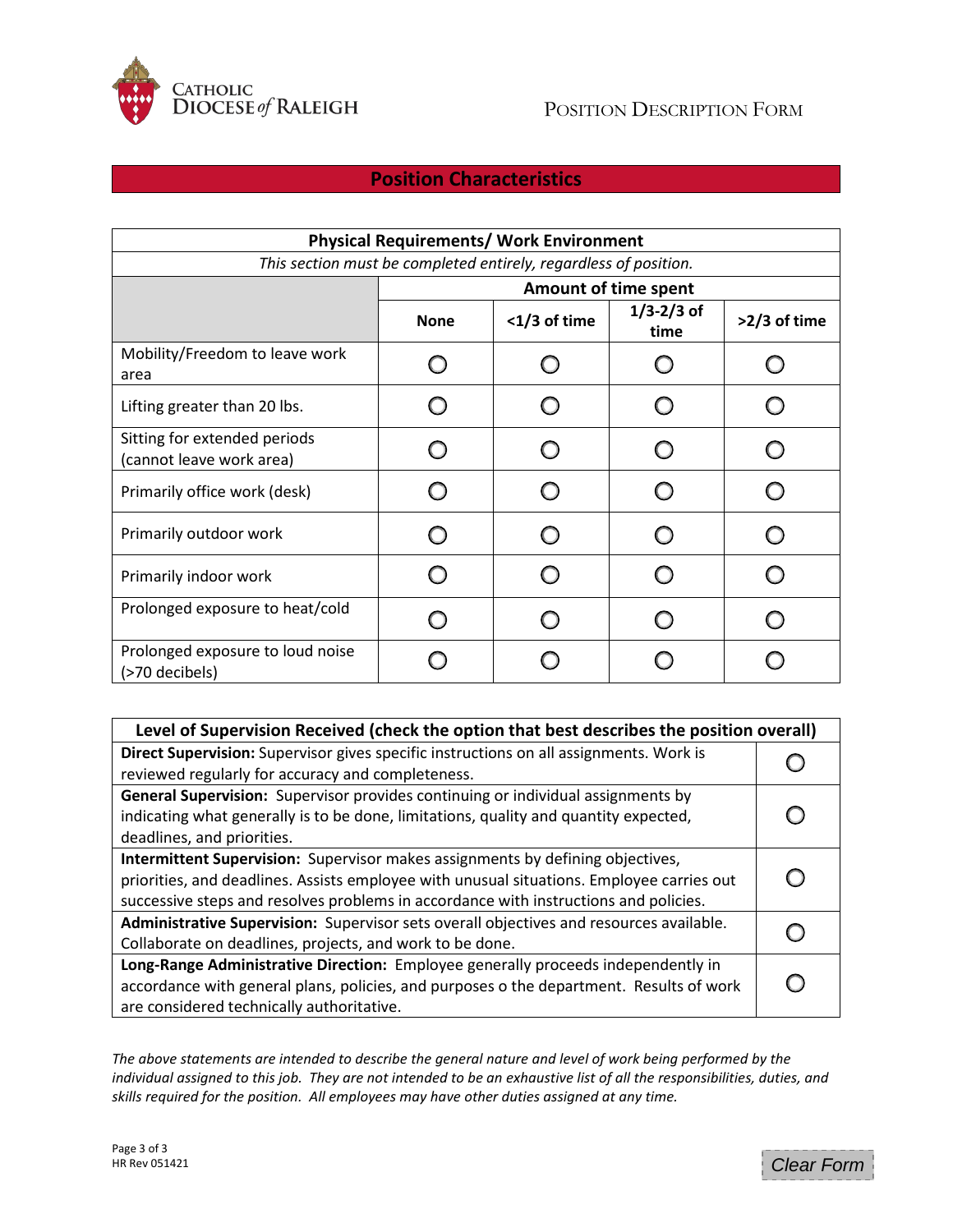## Position Characteristics

| Physical Requirements/ Work Environment | | | | |
|---|---|---|---|---|
| *This section must be completed entirely, regardless of position.* | | | | |
| | **Amount of time spent** | | | |
| | **None** | **<1/3 of time** | **1/3-2/3 of time** | **>2/3 of time** |
| Mobility/Freedom to leave work area | ◯ | ◯ | ◯ | ◯ |
| Lifting greater than 20 lbs. | ◯ | ◯ | ◯ | ◯ |
| Sitting for extended periods (cannot leave work area) | ◯ | ◯ | ◯ | ◯ |
| Primarily office work (desk) | ◯ | ◯ | ◯ | ◯ |
| Primarily outdoor work | ◯ | ◯ | ◯ | ◯ |
| Primarily indoor work | ◯ | ◯ | ◯ | ◯ |
| Prolonged exposure to heat/cold | ◯ | ◯ | ◯ | ◯ |
| Prolonged exposure to loud noise (>70 decibels) | ◯ | ◯ | ◯ | ◯ |

| Level of Supervision Received (check the option that best describes the position overall) | |
|---|---|
| **Direct Supervision:** Supervisor gives specific instructions on all assignments. Work is reviewed regularly for accuracy and completeness. | ◯ |
| **General Supervision:** Supervisor provides continuing or individual assignments by indicating what generally is to be done, limitations, quality and quantity expected, deadlines, and priorities. | ◯ |
| **Intermittent Supervision:** Supervisor makes assignments by defining objectives, priorities, and deadlines. Assists employee with unusual situations. Employee carries out successive steps and resolves problems in accordance with instructions and policies. | ◯ |
| **Administrative Supervision:** Supervisor sets overall objectives and resources available. Collaborate on deadlines, projects, and work to be done. | ◯ |
| **Long-Range Administrative Direction:** Employee generally proceeds independently in accordance with general plans, policies, and purposes o the department. Results of work are considered technically authoritative. | ◯ |

*The above statements are intended to describe the general nature and level of work being performed by the individual assigned to this job. They are not intended to be an exhaustive list of all the responsibilities, duties, and skills required for the position. All employees may have other duties assigned at any time.*

HR Rev 051421

Clear Form